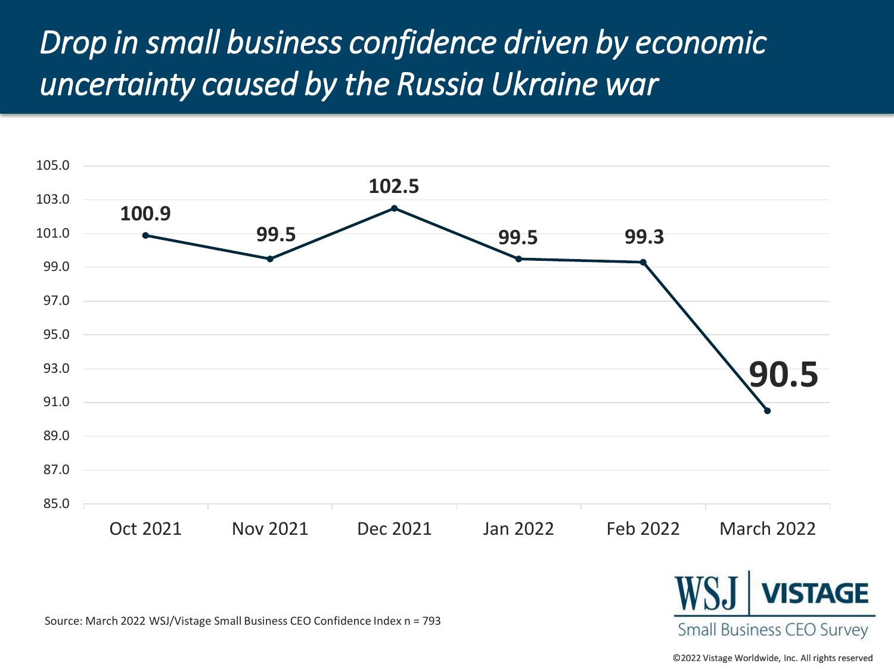# *Drop in small business confidence driven by economic uncertainty caused by the Russia Ukraine war*

| Month | Index |
|---|---|
| Oct 2021 | 100.9 |
| Nov 2021 | 99.5 |
| Dec 2021 | 102.5 |
| Jan 2022 | 99.5 |
| Feb 2022 | 99.3 |
| March 2022 | 90.5 |

Source: March 2022 WSJ/Vistage Small Business CEO Confidence Index n = 793

WSJ | VISTAGE Small Business CEO Survey

©2022 Vistage Worldwide, Inc. All rights reserved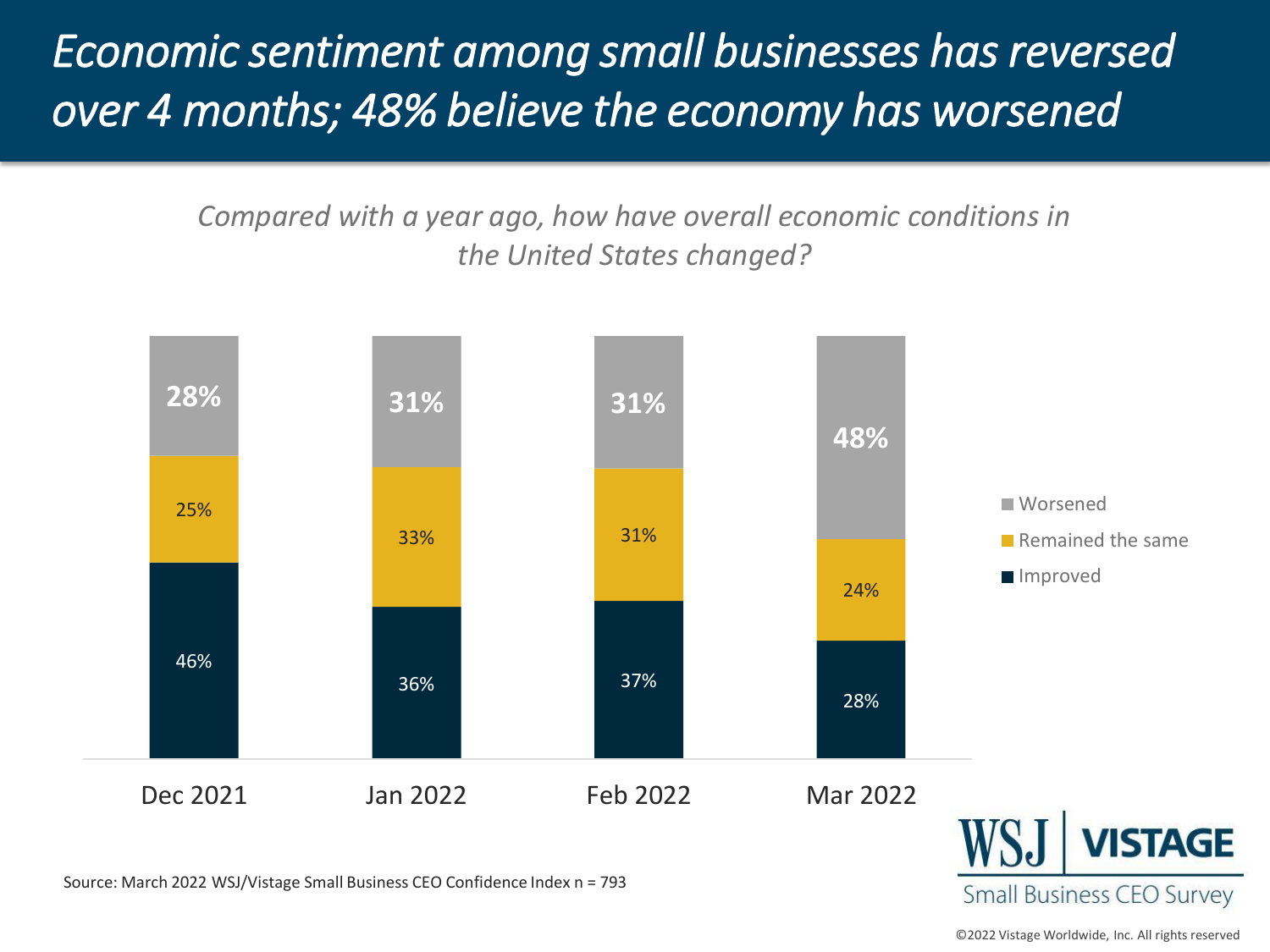# Economic sentiment among small businesses has reversed over 4 months; 48% believe the economy has worsened

*Compared with a year ago, how have overall economic conditions in the United States changed?*

| | Dec 2021 | Jan 2022 | Feb 2022 | Mar 2022 |
|---|---|---|---|---|
| Worsened | 28% | 31% | 31% | 48% |
| Remained the same | 25% | 33% | 31% | 24% |
| Improved | 46% | 36% | 37% | 28% |

Source: March 2022 WSJ/Vistage Small Business CEO Confidence Index n = 793

WSJ | VISTAGE Small Business CEO Survey

©2022 Vistage Worldwide, Inc. All rights reserved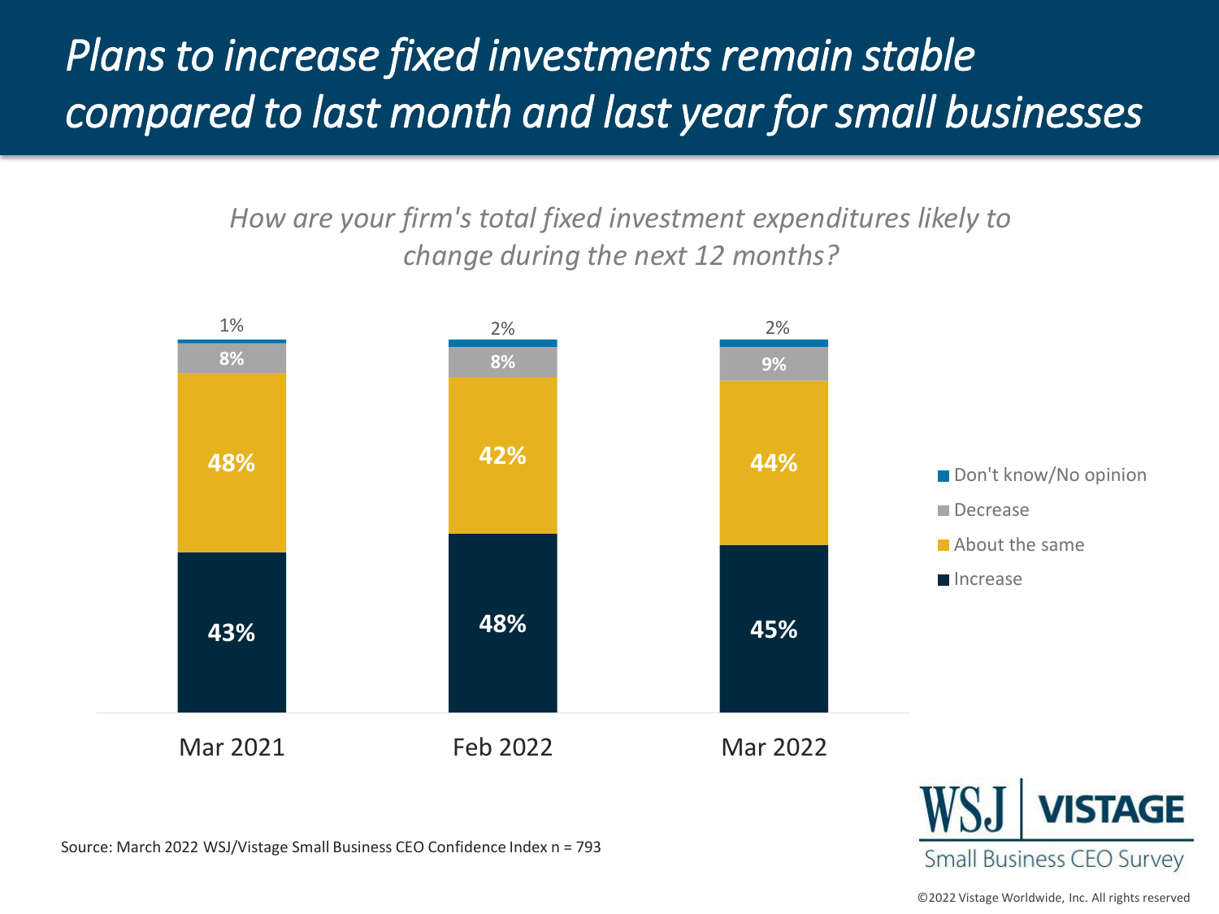# *Plans to increase fixed investments remain stable compared to last month and last year for small businesses*

*How are your firm's total fixed investment expenditures likely to change during the next 12 months?*

| | Mar 2021 | Feb 2022 | Mar 2022 |
|---|---|---|---|
| Don't know/No opinion | 1% | 2% | 2% |
| Decrease | 8% | 8% | 9% |
| About the same | 48% | 42% | 44% |
| Increase | 43% | 48% | 45% |

Source: March 2022 WSJ/Vistage Small Business CEO Confidence Index n = 793

WSJ | VISTAGE Small Business CEO Survey

©2022 Vistage Worldwide, Inc. All rights reserved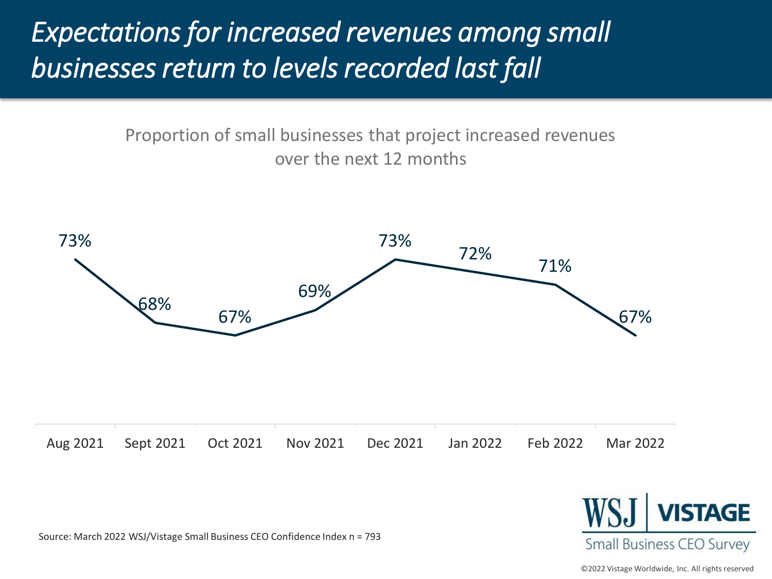# *Expectations for increased revenues among small businesses return to levels recorded last fall*

Proportion of small businesses that project increased revenues over the next 12 months

| Aug 2021 | Sept 2021 | Oct 2021 | Nov 2021 | Dec 2021 | Jan 2022 | Feb 2022 | Mar 2022 |
|---|---|---|---|---|---|---|---|
| 73% | 68% | 67% | 69% | 73% | 72% | 71% | 67% |

Source: March 2022 WSJ/Vistage Small Business CEO Confidence Index n = 793

WSJ | VISTAGE Small Business CEO Survey

©2022 Vistage Worldwide, Inc. All rights reserved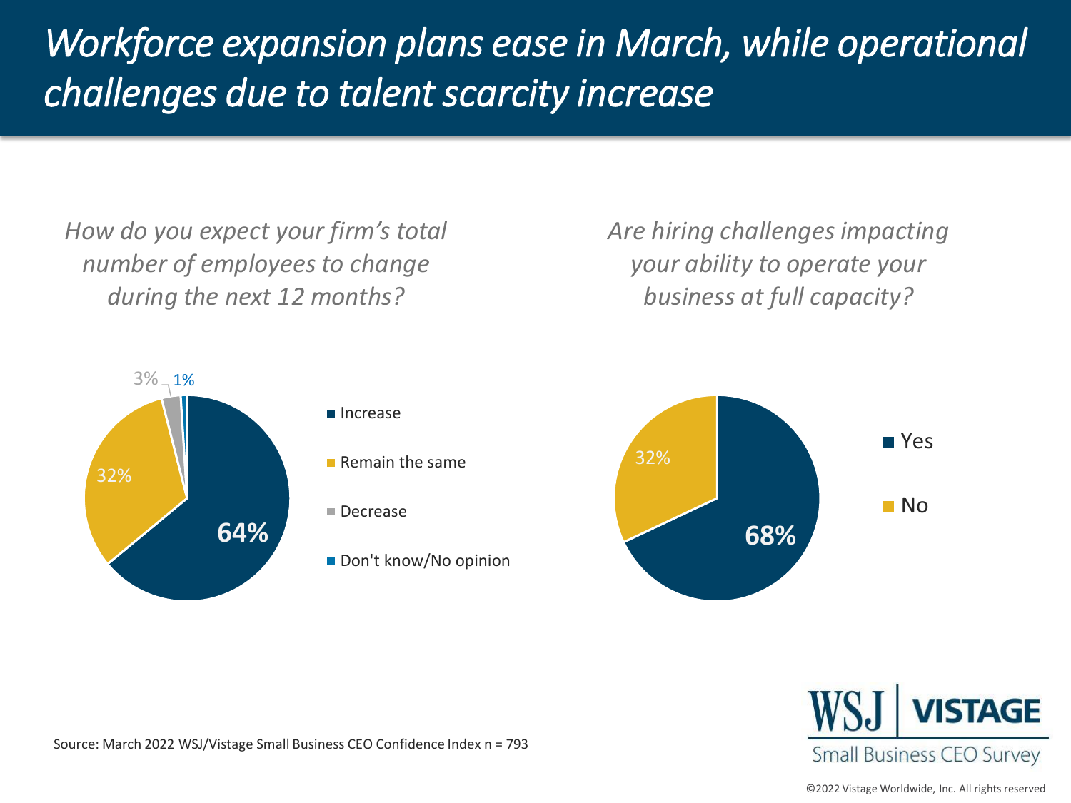# *Workforce expansion plans ease in March, while operational challenges due to talent scarcity increase*

*How do you expect your firm's total number of employees to change during the next 12 months?*

| Response | Share |
| --- | --- |
| Increase | 64% |
| Remain the same | 32% |
| Decrease | 3% |
| Don't know/No opinion | 1% |

*Are hiring challenges impacting your ability to operate your business at full capacity?*

| Response | Share |
| --- | --- |
| Yes | 68% |
| No | 32% |

Source: March 2022 WSJ/Vistage Small Business CEO Confidence Index n = 793

WSJ | VISTAGE
Small Business CEO Survey

©2022 Vistage Worldwide, Inc. All rights reserved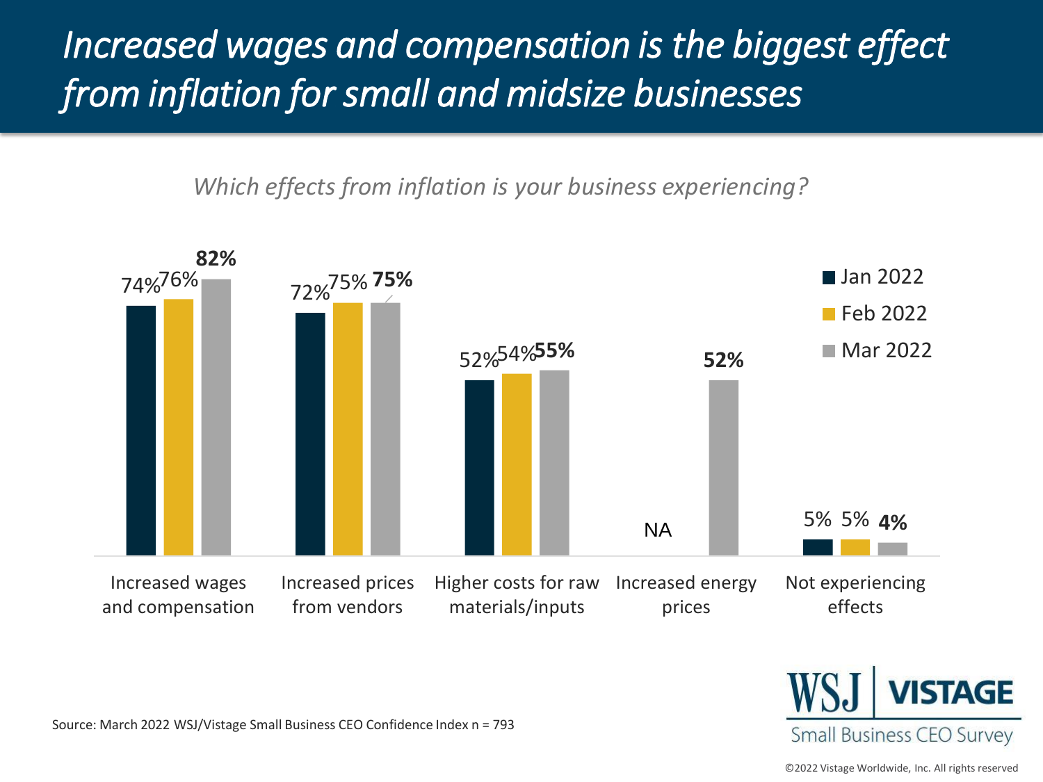# *Increased wages and compensation is the biggest effect from inflation for small and midsize businesses*

*Which effects from inflation is your business experiencing?*

| | Jan 2022 | Feb 2022 | Mar 2022 |
|---|---|---|---|
| Increased wages and compensation | 74% | 76% | **82%** |
| Increased prices from vendors | 72% | 75% | **75%** |
| Higher costs for raw materials/inputs | 52% | 54% | **55%** |
| Increased energy prices | NA | | **52%** |
| Not experiencing effects | 5% | 5% | **4%** |

Source: March 2022 WSJ/Vistage Small Business CEO Confidence Index n = 793

WSJ | VISTAGE Small Business CEO Survey

©2022 Vistage Worldwide, Inc. All rights reserved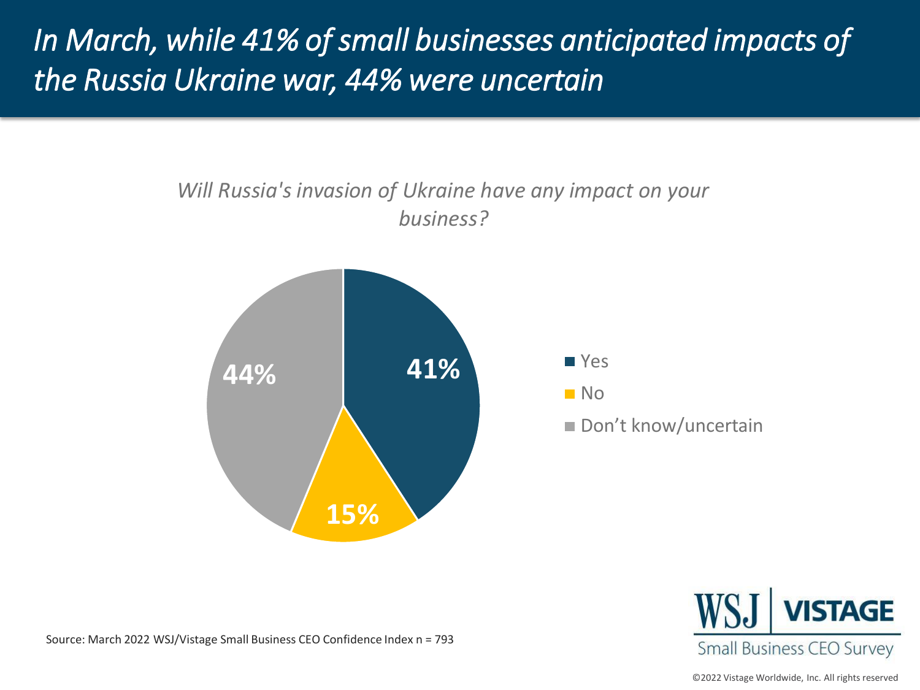# *In March, while 41% of small businesses anticipated impacts of the Russia Ukraine war, 44% were uncertain*

*Will Russia's invasion of Ukraine have any impact on your business?*

| Response | Percentage |
|---|---|
| Yes | 41% |
| No | 15% |
| Don't know/uncertain | 44% |

Source: March 2022 WSJ/Vistage Small Business CEO Confidence Index n = 793

WSJ | VISTAGE
Small Business CEO Survey

©2022 Vistage Worldwide, Inc. All rights reserved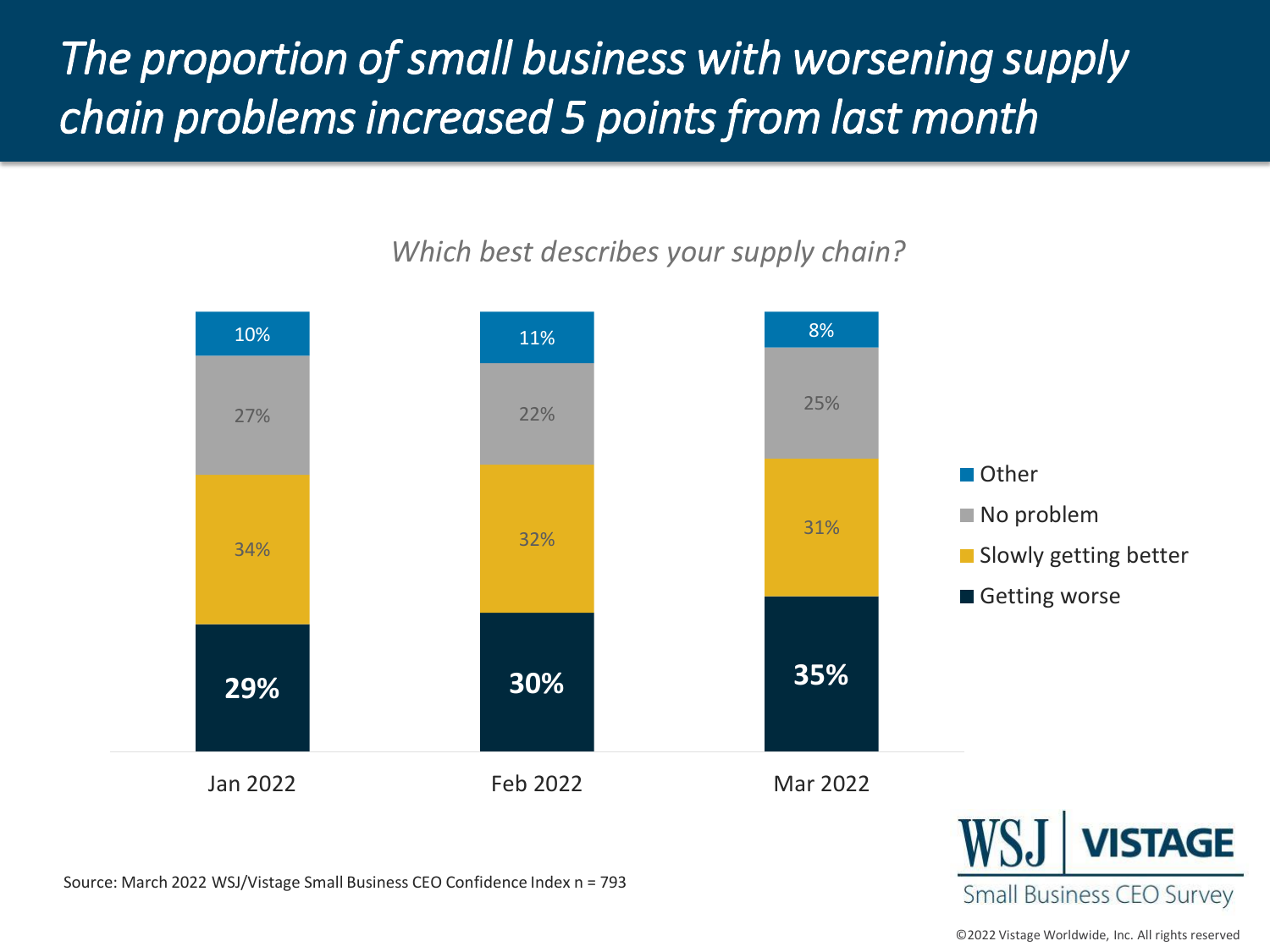# The proportion of small business with worsening supply chain problems increased 5 points from last month

*Which best describes your supply chain?*

| | Jan 2022 | Feb 2022 | Mar 2022 |
|---|---|---|---|
| Other | 10% | 11% | 8% |
| No problem | 27% | 22% | 25% |
| Slowly getting better | 34% | 32% | 31% |
| Getting worse | **29%** | **30%** | **35%** |

Source: March 2022 WSJ/Vistage Small Business CEO Confidence Index n = 793

WSJ | VISTAGE Small Business CEO Survey

©2022 Vistage Worldwide, Inc. All rights reserved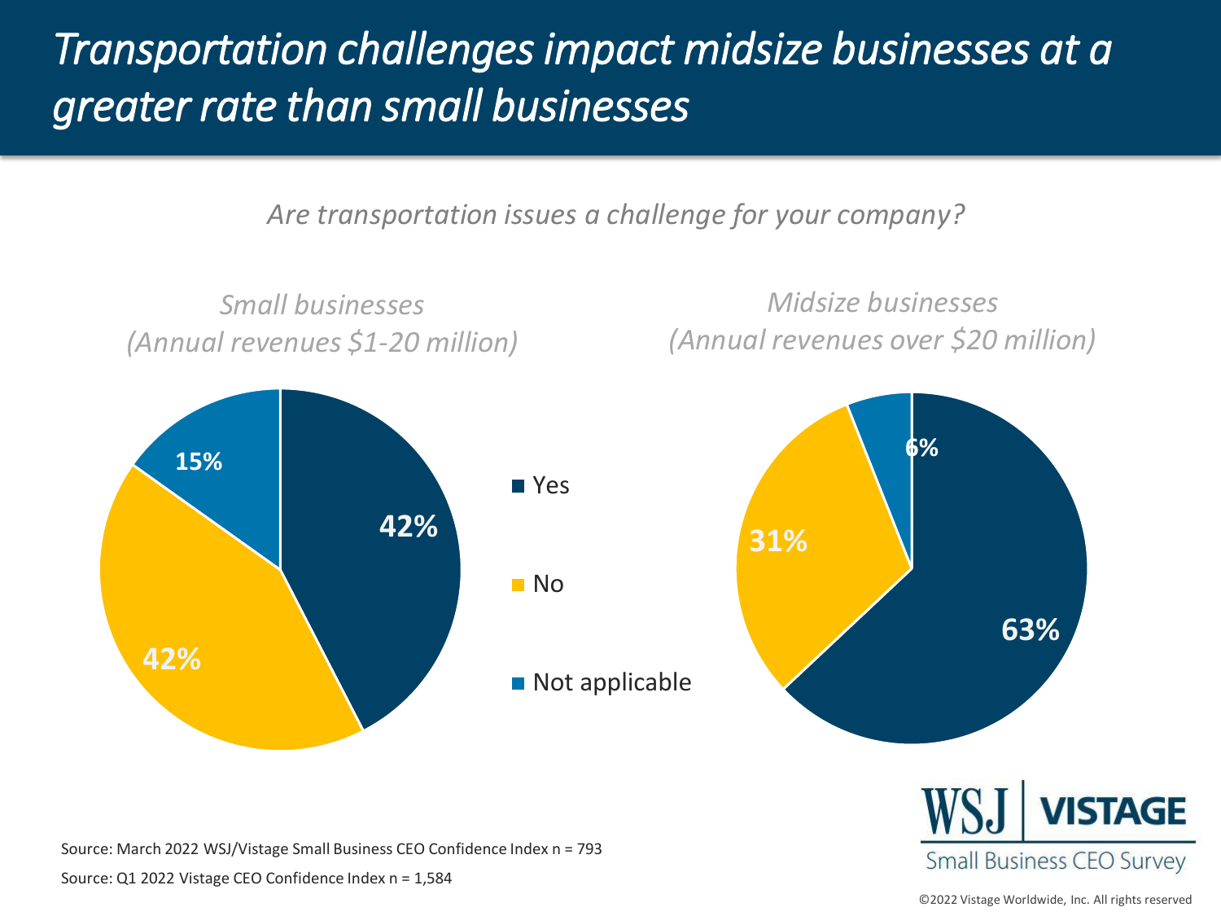# *Transportation challenges impact midsize businesses at a greater rate than small businesses*

*Are transportation issues a challenge for your company?*

*Small businesses (Annual revenues $1-20 million)*

42%

42%

15%

Yes

No

Not applicable

*Midsize businesses (Annual revenues over $20 million)*

63%

31%

6%

Source: March 2022 WSJ/Vistage Small Business CEO Confidence Index n = 793

Source: Q1 2022 Vistage CEO Confidence Index n = 1,584

WSJ | VISTAGE Small Business CEO Survey

©2022 Vistage Worldwide, Inc. All rights reserved